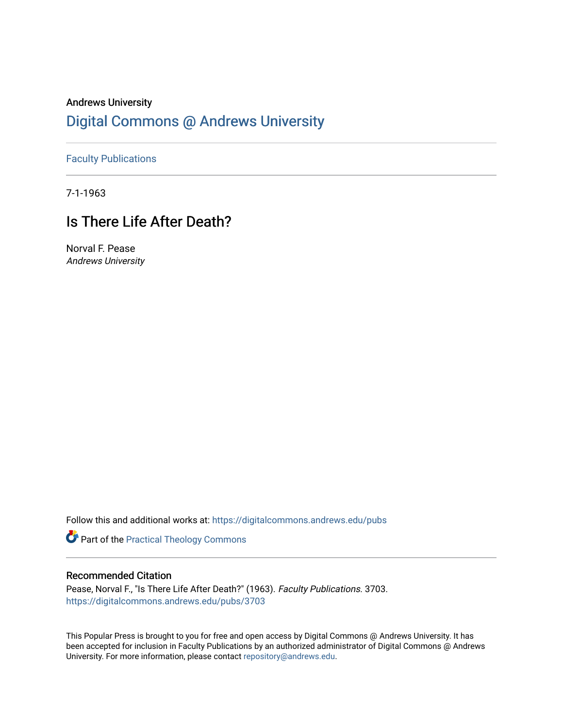Andrews University

# Digital Commons @ Andrews University

Faculty Publications

7-1-1963

## Is There Life After Death?

Norval F. Pease

*Andrews University*

Follow this and additional works at: https://digitalcommons.andrews.edu/pubs

Part of the Practical Theology Commons

### Recommended Citation

Pease, Norval F., "Is There Life After Death?" (1963). *Faculty Publications*. 3703.
https://digitalcommons.andrews.edu/pubs/3703

This Popular Press is brought to you for free and open access by Digital Commons @ Andrews University. It has been accepted for inclusion in Faculty Publications by an authorized administrator of Digital Commons @ Andrews University. For more information, please contact repository@andrews.edu.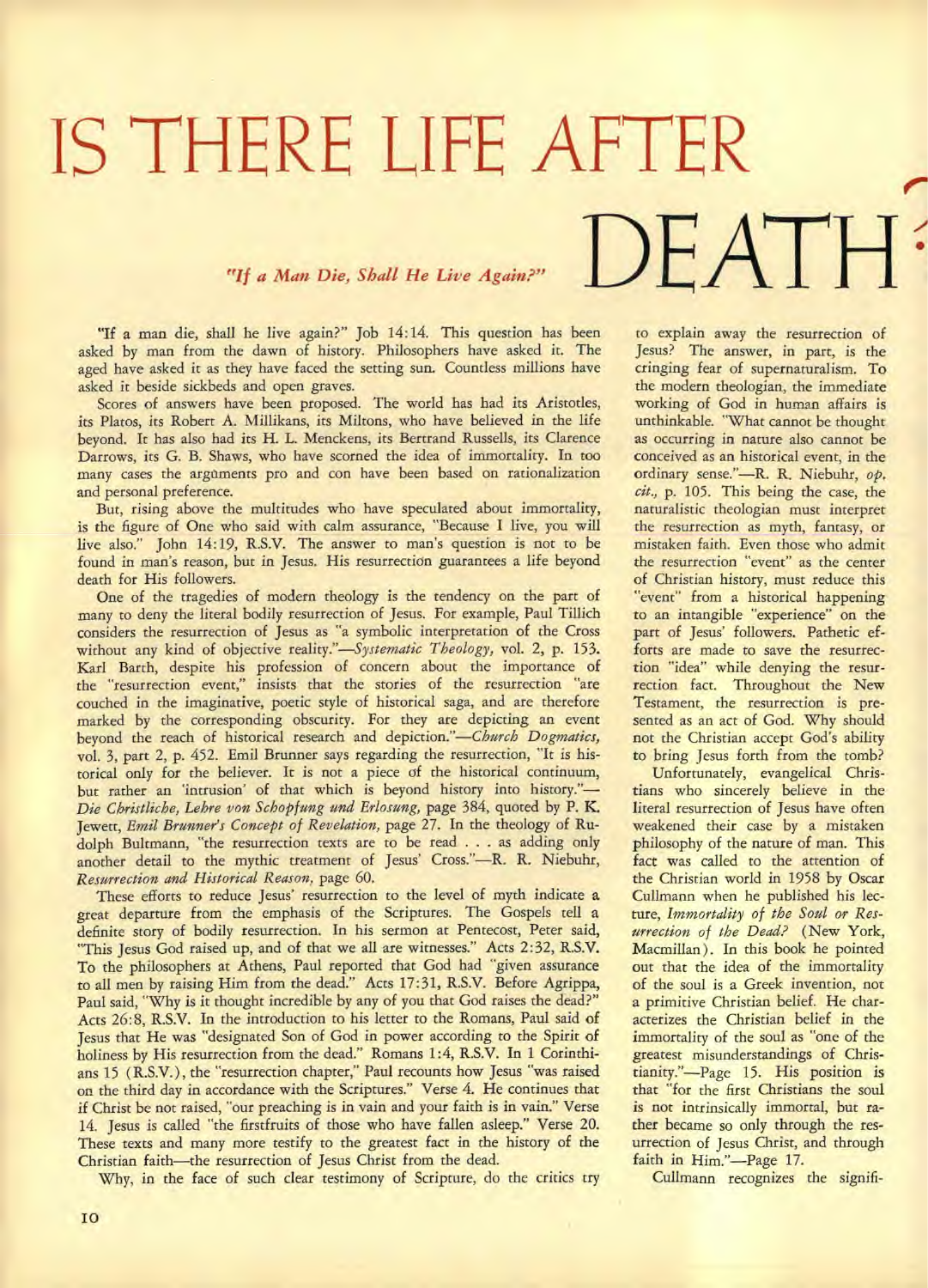# IS THERE LIFE AFTER DEATH?

### *"If a Man Die, Shall He Live Again?"*

"If a man die, shall he live again?" Job 14:14. This question has been asked by man from the dawn of history. Philosophers have asked it. The aged have asked it as they have faced the setting sun. Countless millions have asked it beside sickbeds and open graves.

Scores of answers have been proposed. The world has had its Aristotles, its Platos, its Robert A. Millikans, its Miltons, who have believed in the life beyond. It has also had its H. L. Menckens, its Bertrand Russells, its Clarence Darrows, its G. B. Shaws, who have scorned the idea of immortality. In too many cases the arguments pro and con have been based on rationalization and personal preference.

But, rising above the multitudes who have speculated about immortality, is the figure of One who said with calm assurance, "Because I live, you will live also." John 14:19, R.S.V. The answer to man's question is not to be found in man's reason, but in Jesus. His resurrection guarantees a life beyond death for His followers.

One of the tragedies of modern theology is the tendency on the part of many to deny the literal bodily resurrection of Jesus. For example, Paul Tillich considers the resurrection of Jesus as "a symbolic interpretation of the Cross without any kind of objective reality."—*Systematic Theology,* vol. 2, p. 153. Karl Barth, despite his profession of concern about the importance of the "resurrection event," insists that the stories of the resurrection "are couched in the imaginative, poetic style of historical saga, and are therefore marked by the corresponding obscurity. For they are depicting an event beyond the reach of historical research and depiction."—*Church Dogmatics,* vol. 3, part 2, p. 452. Emil Brunner says regarding the resurrection, "It is historical only for the believer. It is not a piece of the historical continuum, but rather an 'intrusion' of that which is beyond history into history."—*Die Christliche, Lehre von Schopfung und Erlosung,* page 384, quoted by P. K. Jewett, *Emil Brunner's Concept of Revelation,* page 27. In the theology of Rudolph Bultmann, "the resurrection texts are to be read . . . as adding only another detail to the mythic treatment of Jesus' Cross."—R. R. Niebuhr, *Resurrection and Historical Reason,* page 60.

These efforts to reduce Jesus' resurrection to the level of myth indicate a great departure from the emphasis of the Scriptures. The Gospels tell a definite story of bodily resurrection. In his sermon at Pentecost, Peter said, "This Jesus God raised up, and of that we all are witnesses." Acts 2:32, R.S.V. To the philosophers at Athens, Paul reported that God had "given assurance to all men by raising Him from the dead." Acts 17:31, R.S.V. Before Agrippa, Paul said, "Why is it thought incredible by any of you that God raises the dead?" Acts 26:8, R.S.V. In the introduction to his letter to the Romans, Paul said of Jesus that He was "designated Son of God in power according to the Spirit of holiness by His resurrection from the dead." Romans 1:4, R.S.V. In 1 Corinthians 15 (R.S.V.), the "resurrection chapter," Paul recounts how Jesus "was raised on the third day in accordance with the Scriptures." Verse 4. He continues that if Christ be not raised, "our preaching is in vain and your faith is in vain." Verse 14. Jesus is called "the firstfruits of those who have fallen asleep." Verse 20. These texts and many more testify to the greatest fact in the history of the Christian faith—the resurrection of Jesus Christ from the dead.

Why, in the face of such clear testimony of Scripture, do the critics try to explain away the resurrection of Jesus? The answer, in part, is the cringing fear of supernaturalism. To the modern theologian, the immediate working of God in human affairs is unthinkable. "What cannot be thought as occurring in nature also cannot be conceived as an historical event, in the ordinary sense."—R. R. Niebuhr, *op. cit.,* p. 105. This being the case, the naturalistic theologian must interpret the resurrection as myth, fantasy, or mistaken faith. Even those who admit the resurrection "event" as the center of Christian history, must reduce this "event" from a historical happening to an intangible "experience" on the part of Jesus' followers. Pathetic efforts are made to save the resurrection "idea" while denying the resurrection fact. Throughout the New Testament, the resurrection is presented as an act of God. Why should not the Christian accept God's ability to bring Jesus forth from the tomb?

Unfortunately, evangelical Christians who sincerely believe in the literal resurrection of Jesus have often weakened their case by a mistaken philosophy of the nature of man. This fact was called to the attention of the Christian world in 1958 by Oscar Cullmann when he published his lecture, *Immortality of the Soul or Resurrection of the Dead?* (New York, Macmillan). In this book he pointed out that the idea of the immortality of the soul is a Greek invention, not a primitive Christian belief. He characterizes the Christian belief in the immortality of the soul as "one of the greatest misunderstandings of Christianity."—Page 15. His position is that "for the first Christians the soul is not intrinsically immortal, but rather became so only through the resurrection of Jesus Christ, and through faith in Him."—Page 17.

Cullmann recognizes the signifi-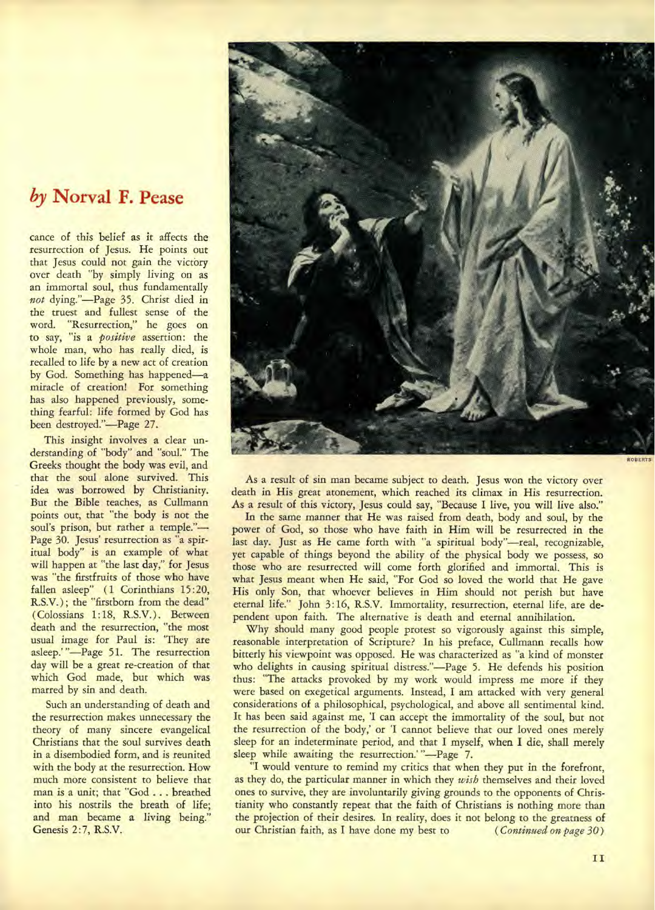*by* **Norval F. Pease**

cance of this belief as it affects the resurrection of Jesus. He points out that Jesus could not gain the victory over death "by simply living on as an immortal soul, thus fundamentally *not* dying."—Page 35. Christ died in the truest and fullest sense of the word. "Resurrection," he goes on to say, "is a *positive* assertion: the whole man, who has really died, is recalled to life by a new act of creation by God. Something has happened—a miracle of creation! For something has also happened previously, something fearful: life formed by God has been destroyed."—Page 27.

This insight involves a clear understanding of "body" and "soul." The Greeks thought the body was evil, and that the soul alone survived. This idea was borrowed by Christianity. But the Bible teaches, as Cullmann points out, that "the body is not the soul's prison, but rather a temple."—Page 30. Jesus' resurrection as "a spiritual body" is an example of what will happen at "the last day," for Jesus was "the firstfruits of those who have fallen asleep" (1 Corinthians 15:20, R.S.V.); the "firstborn from the dead" (Colossians 1:18, R.S.V.). Between death and the resurrection, "the most usual image for Paul is: 'They are asleep.'"—Page 51. The resurrection day will be a great re-creation of that which God made, but which was marred by sin and death.

Such an understanding of death and the resurrection makes unnecessary the theory of many sincere evangelical Christians that the soul survives death in a disembodied form, and is reunited with the body at the resurrection. How much more consistent to believe that man is a unit; that "God . . . breathed into his nostrils the breath of life; and man became a living being." Genesis 2:7, R.S.V.

As a result of sin man became subject to death. Jesus won the victory over death in His great atonement, which reached its climax in His resurrection. As a result of this victory, Jesus could say, "Because I live, you will live also."

In the same manner that He was raised from death, body and soul, by the power of God, so those who have faith in Him will be resurrected in the last day. Just as He came forth with "a spiritual body"—real, recognizable, yet capable of things beyond the ability of the physical body we possess, so those who are resurrected will come forth glorified and immortal. This is what Jesus meant when He said, "For God so loved the world that He gave His only Son, that whoever believes in Him should not perish but have eternal life." John 3:16, R.S.V. Immortality, resurrection, eternal life, are dependent upon faith. The alternative is death and eternal annihilation.

Why should many good people protest so vigorously against this simple, reasonable interpretation of Scripture? In his preface, Cullmann recalls how bitterly his viewpoint was opposed. He was characterized as "a kind of monster who delights in causing spiritual distress."—Page 5. He defends his position thus: "The attacks provoked by my work would impress me more if they were based on exegetical arguments. Instead, I am attacked with very general considerations of a philosophical, psychological, and above all sentimental kind. It has been said against me, 'I can accept the immortality of the soul, but not the resurrection of the body,' or 'I cannot believe that our loved ones merely sleep for an indeterminate period, and that I myself, when I die, shall merely sleep while awaiting the resurrection.'"—Page 7.

"I would venture to remind my critics that when they put in the forefront, as they do, the particular manner in which they *wish* themselves and their loved ones to survive, they are involuntarily giving grounds to the opponents of Christianity who constantly repeat that the faith of Christians is nothing more than the projection of their desires. In reality, does it not belong to the greatness of our Christian faith, as I have done my best to *(Continued on page 30)*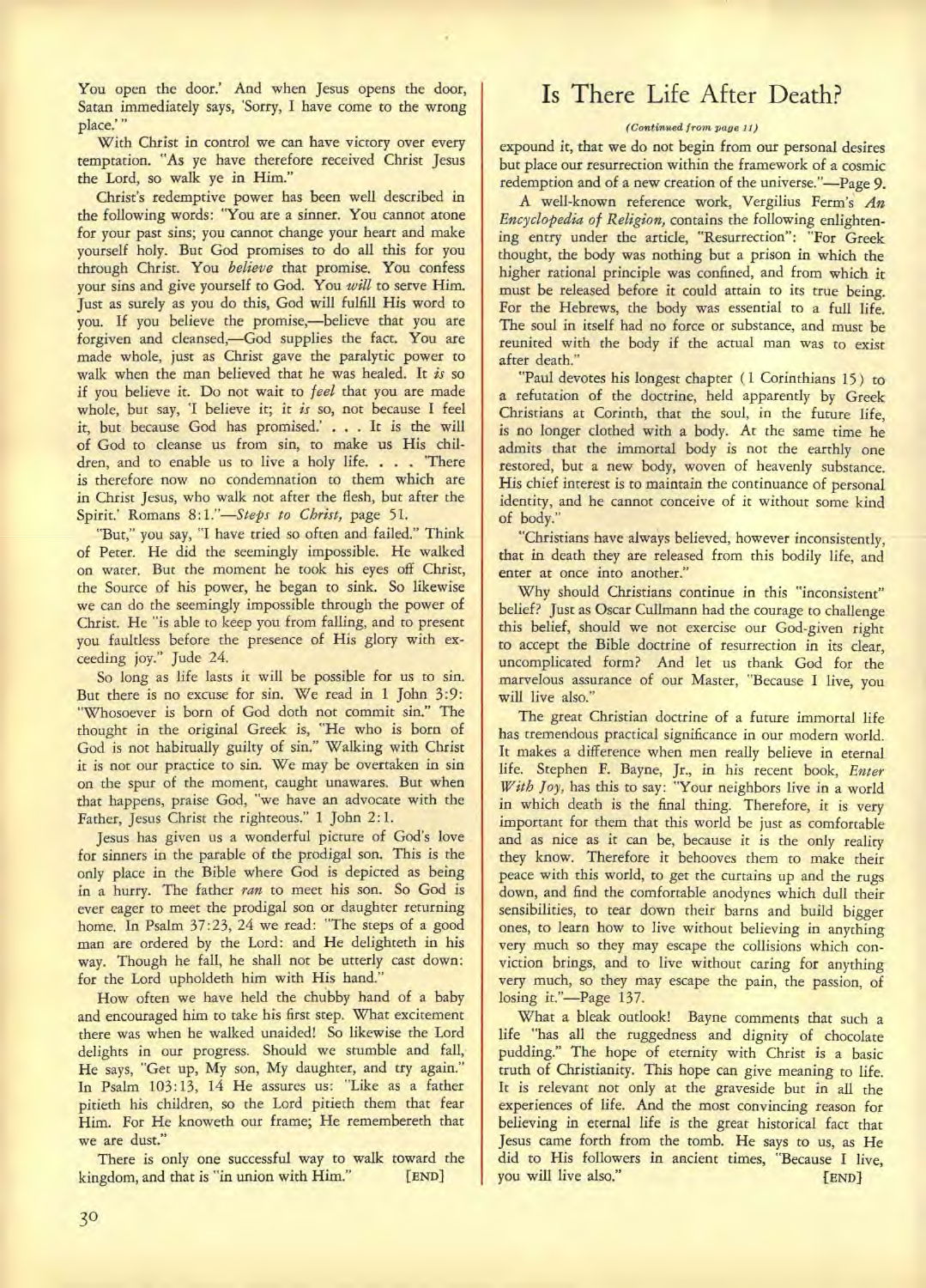You open the door.' And when Jesus opens the door, Satan immediately says, 'Sorry, I have come to the wrong place.'"

With Christ in control we can have victory over every temptation. "As ye have therefore received Christ Jesus the Lord, so walk ye in Him."

Christ's redemptive power has been well described in the following words: "You are a sinner. You cannot atone for your past sins; you cannot change your heart and make yourself holy. But God promises to do all this for you through Christ. You *believe* that promise. You confess your sins and give yourself to God. You *will* to serve Him. Just as surely as you do this, God will fulfill His word to you. If you believe the promise,—believe that you are forgiven and cleansed,—God supplies the fact. You are made whole, just as Christ gave the paralytic power to walk when the man believed that he was healed. It *is* so if you believe it. Do not wait to *feel* that you are made whole, but say, 'I believe it; it *is* so, not because I feel it, but because God has promised.' . . . It is the will of God to cleanse us from sin, to make us His children, and to enable us to live a holy life. . . . 'There is therefore now no condemnation to them which are in Christ Jesus, who walk not after the flesh, but after the Spirit.' Romans 8:1."—*Steps to Christ,* page 51.

"But," you say, "I have tried so often and failed." Think of Peter. He did the seemingly impossible. He walked on water. But the moment he took his eyes off Christ, the Source of his power, he began to sink. So likewise we can do the seemingly impossible through the power of Christ. He "is able to keep you from falling, and to present you faultless before the presence of His glory with exceeding joy." Jude 24.

So long as life lasts it will be possible for us to sin. But there is no excuse for sin. We read in 1 John 3:9: "Whosoever is born of God doth not commit sin." The thought in the original Greek is, "He who is born of God is not habitually guilty of sin." Walking with Christ it is not our practice to sin. We may be overtaken in sin on the spur of the moment, caught unawares. But when that happens, praise God, "we have an advocate with the Father, Jesus Christ the righteous." 1 John 2:1.

Jesus has given us a wonderful picture of God's love for sinners in the parable of the prodigal son. This is the only place in the Bible where God is depicted as being in a hurry. The father *ran* to meet his son. So God is ever eager to meet the prodigal son or daughter returning home. In Psalm 37:23, 24 we read: "The steps of a good man are ordered by the Lord: and He delighteth in his way. Though he fall, he shall not be utterly cast down: for the Lord upholdeth him with His hand."

How often we have held the chubby hand of a baby and encouraged him to take his first step. What excitement there was when he walked unaided! So likewise the Lord delights in our progress. Should we stumble and fall, He says, "Get up, My son, My daughter, and try again." In Psalm 103:13, 14 He assures us: "Like as a father pitieth his children, so the Lord pitieth them that fear Him. For He knoweth our frame; He remembereth that we are dust."

There is only one successful way to walk toward the kingdom, and that is "in union with Him." [END]

# Is There Life After Death?

*(Continued from page 11)*

expound it, that we do not begin from our personal desires but place our resurrection within the framework of a cosmic redemption and of a new creation of the universe."—Page 9.

A well-known reference work, Vergilius Ferm's *An Encyclopedia of Religion,* contains the following enlightening entry under the article, "Resurrection": "For Greek thought, the body was nothing but a prison in which the higher rational principle was confined, and from which it must be released before it could attain to its true being. For the Hebrews, the body was essential to a full life. The soul in itself had no force or substance, and must be reunited with the body if the actual man was to exist after death."

"Paul devotes his longest chapter (1 Corinthians 15) to a refutation of the doctrine, held apparently by Greek Christians at Corinth, that the soul, in the future life, is no longer clothed with a body. At the same time he admits that the immortal body is not the earthly one restored, but a new body, woven of heavenly substance. His chief interest is to maintain the continuance of personal identity, and he cannot conceive of it without some kind of body."

"Christians have always believed, however inconsistently, that in death they are released from this bodily life, and enter at once into another."

Why should Christians continue in this "inconsistent" belief? Just as Oscar Cullmann had the courage to challenge this belief, should we not exercise our God-given right to accept the Bible doctrine of resurrection in its clear, uncomplicated form? And let us thank God for the marvelous assurance of our Master, "Because I live, you will live also."

The great Christian doctrine of a future immortal life has tremendous practical significance in our modern world. It makes a difference when men really believe in eternal life. Stephen F. Bayne, Jr., in his recent book, *Enter With Joy,* has this to say: "Your neighbors live in a world in which death is the final thing. Therefore, it is very important for them that this world be just as comfortable and as nice as it can be, because it is the only reality they know. Therefore it behooves them to make their peace with this world, to get the curtains up and the rugs down, and find the comfortable anodynes which dull their sensibilities, to tear down their barns and build bigger ones, to learn how to live without believing in anything very much so they may escape the collisions which conviction brings, and to live without caring for anything very much, so they may escape the pain, the passion, of losing it."—Page 137.

What a bleak outlook! Bayne comments that such a life "has all the ruggedness and dignity of chocolate pudding." The hope of eternity with Christ is a basic truth of Christianity. This hope can give meaning to life. It is relevant not only at the graveside but in all the experiences of life. And the most convincing reason for believing in eternal life is the great historical fact that Jesus came forth from the tomb. He says to us, as He did to His followers in ancient times, "Because I live, you will live also." [END]